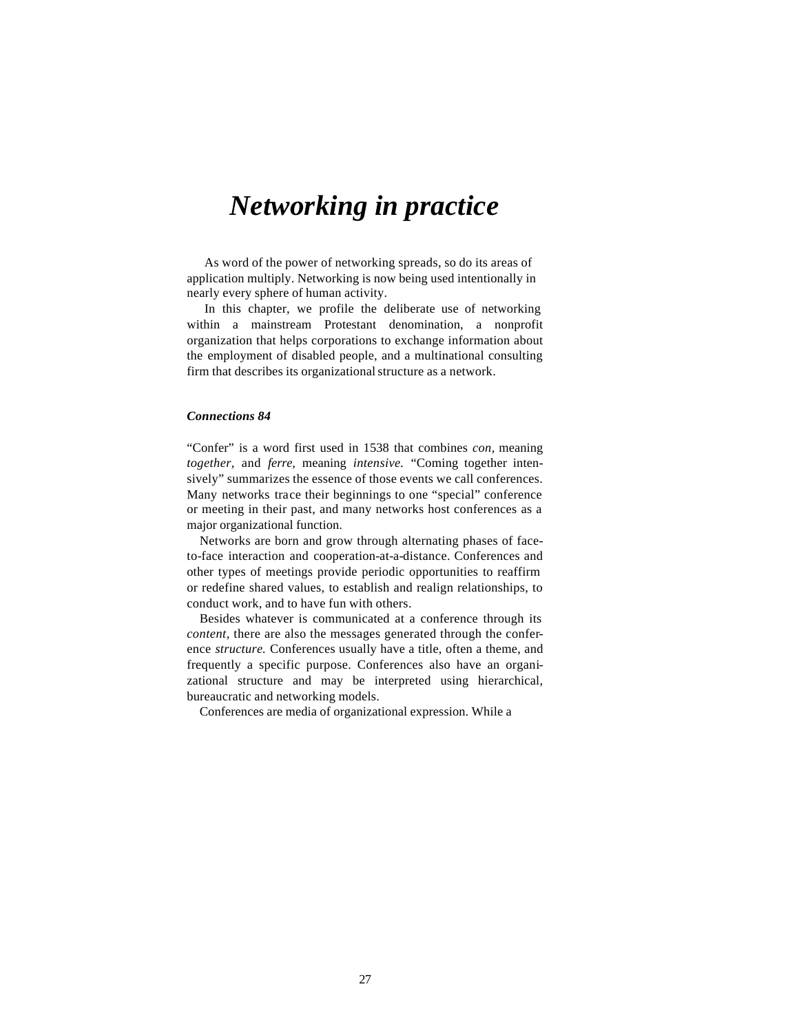# *Networking in practice*

As word of the power of networking spreads, so do its areas of application multiply. Networking is now being used intentionally in nearly every sphere of human activity.

In this chapter, we profile the deliberate use of networking within a mainstream Protestant denomination, a nonprofit organization that helps corporations to exchange information about the employment of disabled people, and a multinational consulting firm that describes its organizational structure as a network.

### *Connections 84*

"Confer" is a word first used in 1538 that combines *con*, meaning *together*, and *ferre,* meaning *intensive.* "Coming together intensively" summarizes the essence of those events we call conferences. Many networks trace their beginnings to one "special" conference or meeting in their past, and many networks host conferences as a major organizational function.

Networks are born and grow through alternating phases of face-to-face interaction and cooperation-at-a-distance. Conferences and other types of meetings provide periodic opportunities to reaffirm or redefine shared values, to establish and realign relationships, to conduct work, and to have fun with others.

Besides whatever is communicated at a conference through its *content,* there are also the messages generated through the conference *structure.* Conferences usually have a title, often a theme, and frequently a specific purpose. Conferences also have an organizational structure and may be interpreted using hierarchical, bureaucratic and networking models.

Conferences are media of organizational expression. While a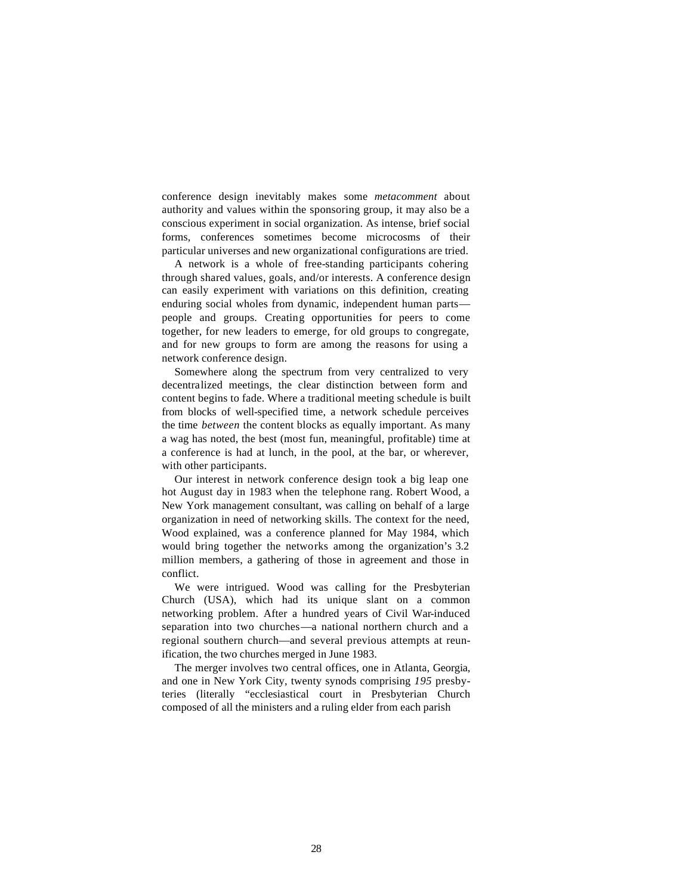conference design inevitably makes some *metacomment* about authority and values within the sponsoring group, it may also be a conscious experiment in social organization. As intense, brief social forms, conferences sometimes become microcosms of their particular universes and new organizational configurations are tried.

A network is a whole of free-standing participants cohering through shared values, goals, and/or interests. A conference design can easily experiment with variations on this definition, creating enduring social wholes from dynamic, independent human parts—people and groups. Creating opportunities for peers to come together, for new leaders to emerge, for old groups to congregate, and for new groups to form are among the reasons for using a network conference design.

Somewhere along the spectrum from very centralized to very decentralized meetings, the clear distinction between form and content begins to fade. Where a traditional meeting schedule is built from blocks of well-specified time, a network schedule perceives the time *between* the content blocks as equally important. As many a wag has noted, the best (most fun, meaningful, profitable) time at a conference is had at lunch, in the pool, at the bar, or wherever, with other participants.

Our interest in network conference design took a big leap one hot August day in 1983 when the telephone rang. Robert Wood, a New York management consultant, was calling on behalf of a large organization in need of networking skills. The context for the need, Wood explained, was a conference planned for May 1984, which would bring together the networks among the organization's 3.2 million members, a gathering of those in agreement and those in conflict.

We were intrigued. Wood was calling for the Presbyterian Church (USA), which had its unique slant on a common networking problem. After a hundred years of Civil War-induced separation into two churches—a national northern church and a regional southern church—and several previous attempts at reunification, the two churches merged in June 1983.

The merger involves two central offices, one in Atlanta, Georgia, and one in New York City, twenty synods comprising *195* presbyteries (literally "ecclesiastical court in Presbyterian Church composed of all the ministers and a ruling elder from each parish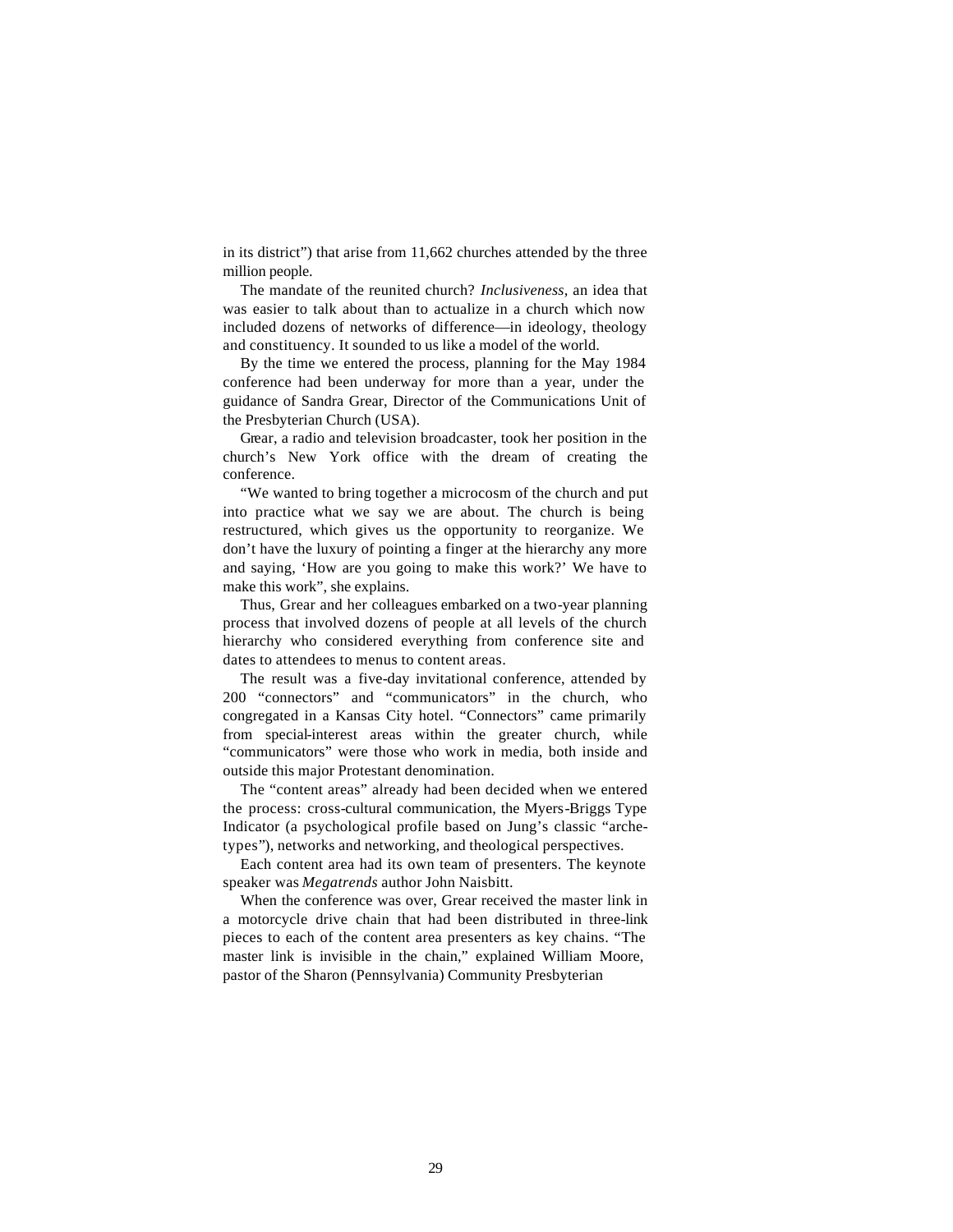in its district") that arise from 11,662 churches attended by the three million people.

The mandate of the reunited church? *Inclusiveness*, an idea that was easier to talk about than to actualize in a church which now included dozens of networks of difference—in ideology, theology and constituency. It sounded to us like a model of the world.

By the time we entered the process, planning for the May 1984 conference had been underway for more than a year, under the guidance of Sandra Grear, Director of the Communications Unit of the Presbyterian Church (USA).

Grear, a radio and television broadcaster, took her position in the church's New York office with the dream of creating the conference.

"We wanted to bring together a microcosm of the church and put into practice what we say we are about. The church is being restructured, which gives us the opportunity to reorganize. We don't have the luxury of pointing a finger at the hierarchy any more and saying, 'How are you going to make this work?' We have to make this work", she explains.

Thus, Grear and her colleagues embarked on a two-year planning process that involved dozens of people at all levels of the church hierarchy who considered everything from conference site and dates to attendees to menus to content areas.

The result was a five-day invitational conference, attended by 200 "connectors" and "communicators" in the church, who congregated in a Kansas City hotel. "Connectors" came primarily from special-interest areas within the greater church, while "communicators" were those who work in media, both inside and outside this major Protestant denomination.

The "content areas" already had been decided when we entered the process: cross-cultural communication, the Myers-Briggs Type Indicator (a psychological profile based on Jung's classic "archetypes"), networks and networking, and theological perspectives.

Each content area had its own team of presenters. The keynote speaker was *Megatrends* author John Naisbitt.

When the conference was over, Grear received the master link in a motorcycle drive chain that had been distributed in three-link pieces to each of the content area presenters as key chains. "The master link is invisible in the chain," explained William Moore, pastor of the Sharon (Pennsylvania) Community Presbyterian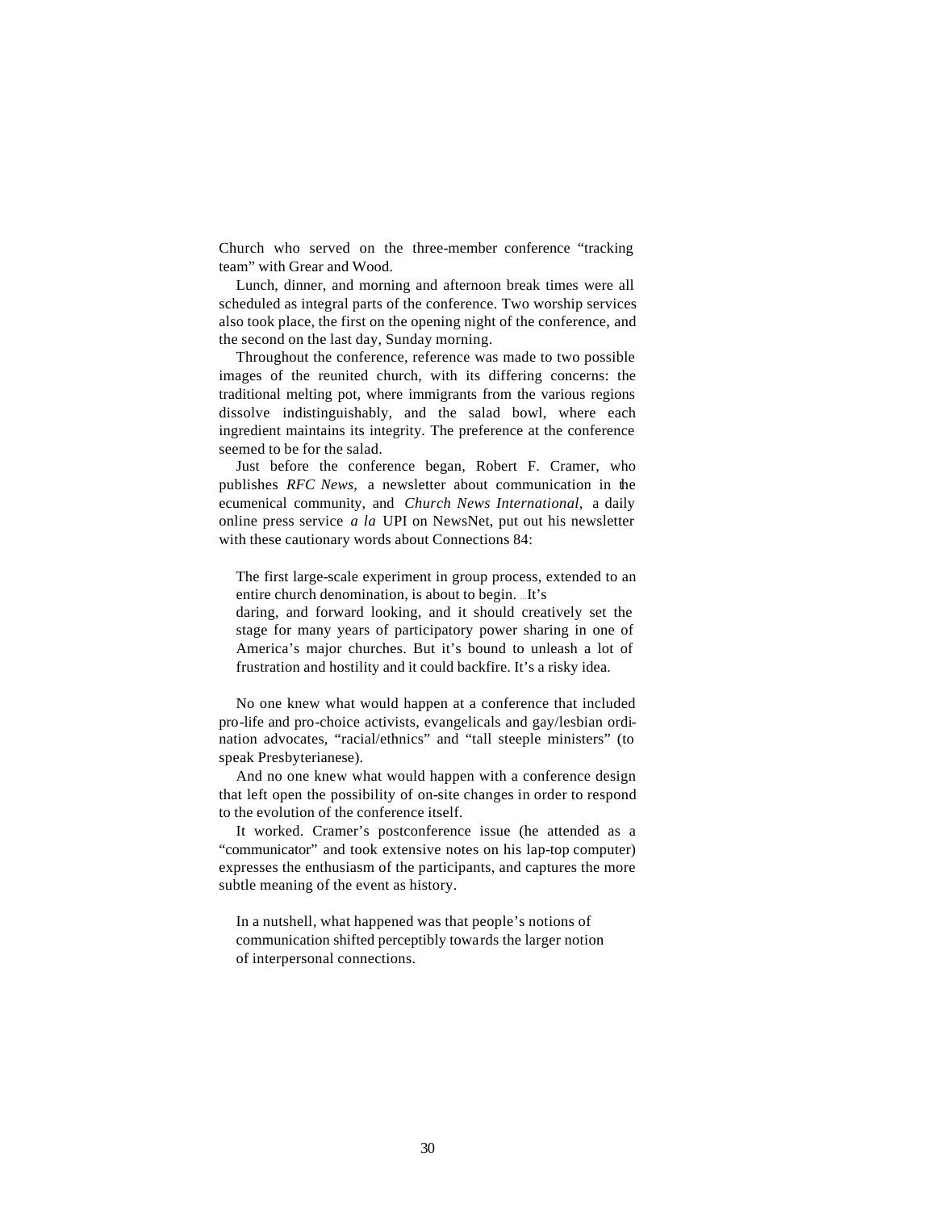Church who served on the three-member conference "tracking team" with Grear and Wood.

Lunch, dinner, and morning and afternoon break times were all scheduled as integral parts of the conference. Two worship services also took place, the first on the opening night of the conference, and the second on the last day, Sunday morning.

Throughout the conference, reference was made to two possible images of the reunited church, with its differing concerns: the traditional melting pot, where immigrants from the various regions dissolve indistinguishably, and the salad bowl, where each ingredient maintains its integrity. The preference at the conference seemed to be for the salad.

Just before the conference began, Robert F. Cramer, who publishes *RFC News,* a newsletter about communication in the ecumenical community, and *Church News International,* a daily online press service *a la* UPI on NewsNet, put out his newsletter with these cautionary words about Connections 84:

> The first large-scale experiment in group process, extended to an entire church denomination, is about to begin. ...It's daring, and forward looking, and it should creatively set the stage for many years of participatory power sharing in one of America's major churches. But it's bound to unleash a lot of frustration and hostility and it could backfire. It's a risky idea.

No one knew what would happen at a conference that included pro-life and pro-choice activists, evangelicals and gay/lesbian ordination advocates, "racial/ethnics" and "tall steeple ministers" (to speak Presbyterianese).

And no one knew what would happen with a conference design that left open the possibility of on-site changes in order to respond to the evolution of the conference itself.

It worked. Cramer's postconference issue (he attended as a "communicator" and took extensive notes on his lap-top computer) expresses the enthusiasm of the participants, and captures the more subtle meaning of the event as history.

> In a nutshell, what happened was that people's notions of communication shifted perceptibly towards the larger notion of interpersonal connections.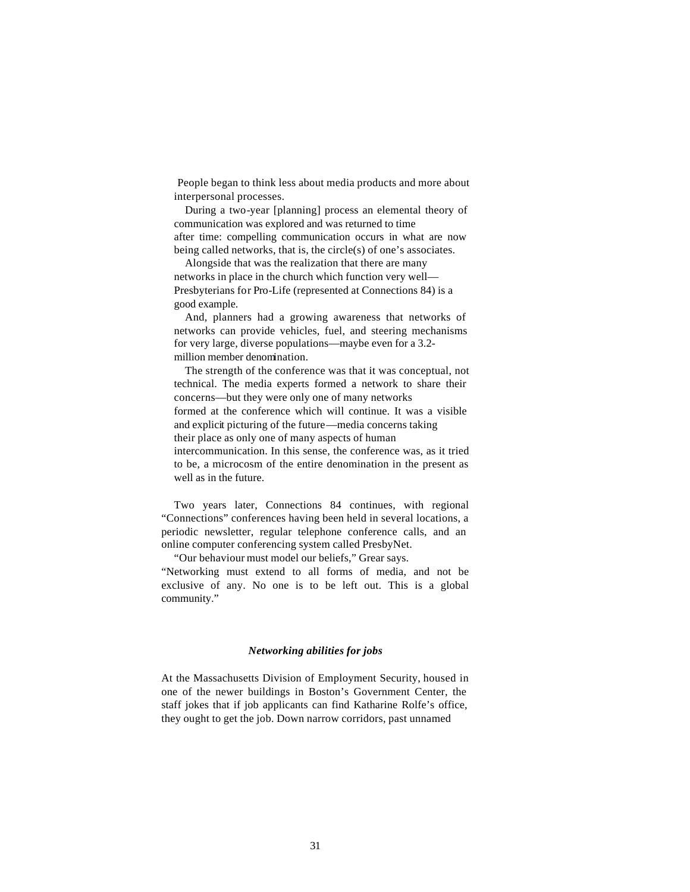People began to think less about media products and more about interpersonal processes.

During a two-year [planning] process an elemental theory of communication was explored and was returned to time after time: compelling communication occurs in what are now being called networks, that is, the circle(s) of one's associates.

Alongside that was the realization that there are many networks in place in the church which function very well—Presbyterians for Pro-Life (represented at Connections 84) is a good example.

And, planners had a growing awareness that networks of networks can provide vehicles, fuel, and steering mechanisms for very large, diverse populations—maybe even for a 3.2-million member denomination.

The strength of the conference was that it was conceptual, not technical. The media experts formed a network to share their concerns—but they were only one of many networks formed at the conference which will continue. It was a visible and explicit picturing of the future—media concerns taking their place as only one of many aspects of human intercommunication. In this sense, the conference was, as it tried to be, a microcosm of the entire denomination in the present as well as in the future.

Two years later, Connections 84 continues, with regional "Connections" conferences having been held in several locations, a periodic newsletter, regular telephone conference calls, and an online computer conferencing system called PresbyNet.

"Our behaviour must model our beliefs," Grear says. "Networking must extend to all forms of media, and not be exclusive of any. No one is to be left out. This is a global community."

### *Networking abilities for jobs*

At the Massachusetts Division of Employment Security, housed in one of the newer buildings in Boston's Government Center, the staff jokes that if job applicants can find Katharine Rolfe's office, they ought to get the job. Down narrow corridors, past unnamed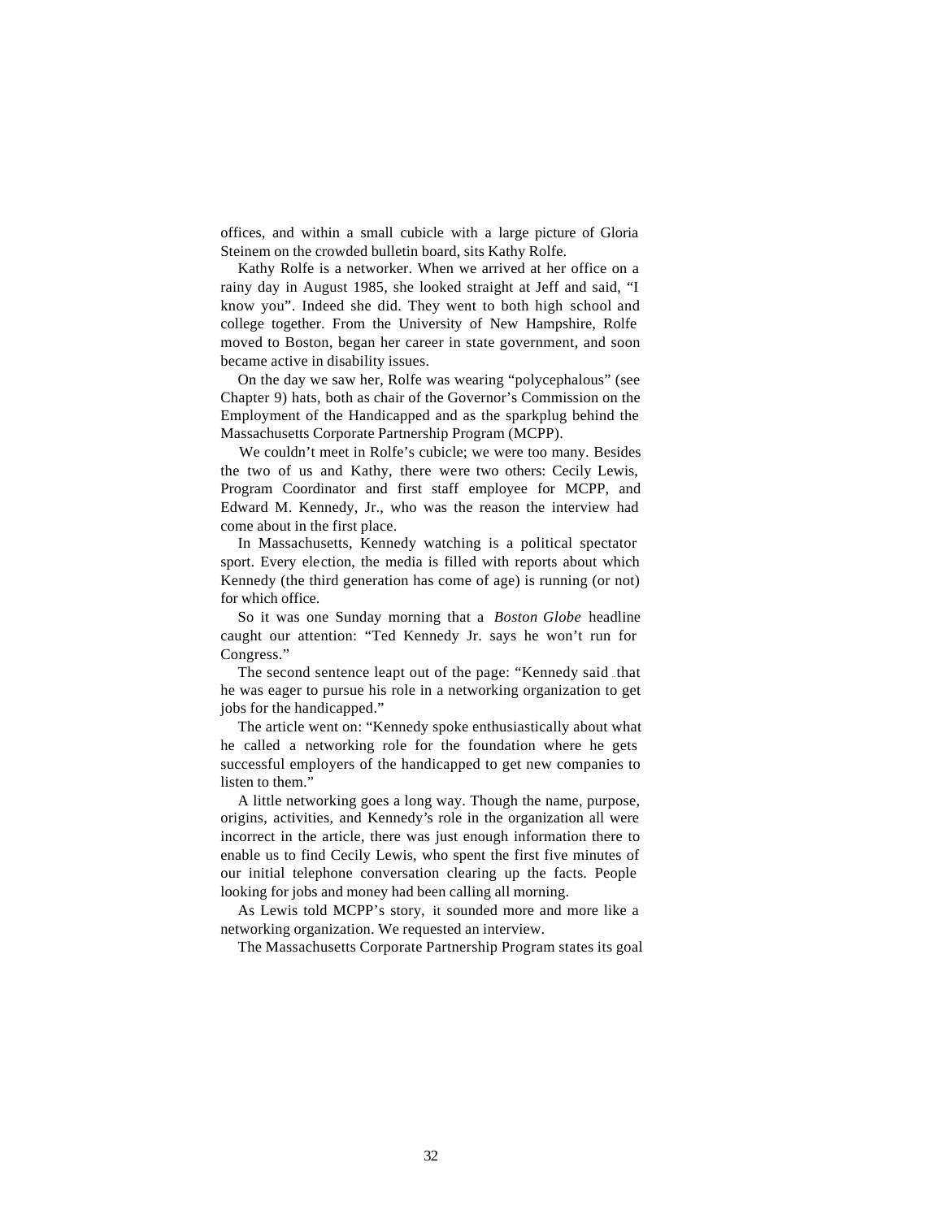offices, and within a small cubicle with a large picture of Gloria Steinem on the crowded bulletin board, sits Kathy Rolfe.

Kathy Rolfe is a networker. When we arrived at her office on a rainy day in August 1985, she looked straight at Jeff and said, "I know you". Indeed she did. They went to both high school and college together. From the University of New Hampshire, Rolfe moved to Boston, began her career in state government, and soon became active in disability issues.

On the day we saw her, Rolfe was wearing "polycephalous" (see Chapter 9) hats, both as chair of the Governor's Commission on the Employment of the Handicapped and as the sparkplug behind the Massachusetts Corporate Partnership Program (MCPP).

We couldn't meet in Rolfe's cubicle; we were too many. Besides the two of us and Kathy, there were two others: Cecily Lewis, Program Coordinator and first staff employee for MCPP, and Edward M. Kennedy, Jr., who was the reason the interview had come about in the first place.

In Massachusetts, Kennedy watching is a political spectator sport. Every election, the media is filled with reports about which Kennedy (the third generation has come of age) is running (or not) for which office.

So it was one Sunday morning that a *Boston Globe* headline caught our attention: "Ted Kennedy Jr. says he won't run for Congress."

The second sentence leapt out of the page: "Kennedy said that he was eager to pursue his role in a networking organization to get jobs for the handicapped."

The article went on: "Kennedy spoke enthusiastically about what he called a networking role for the foundation where he gets successful employers of the handicapped to get new companies to listen to them."

A little networking goes a long way. Though the name, purpose, origins, activities, and Kennedy's role in the organization all were incorrect in the article, there was just enough information there to enable us to find Cecily Lewis, who spent the first five minutes of our initial telephone conversation clearing up the facts. People looking for jobs and money had been calling all morning.

As Lewis told MCPP's story, it sounded more and more like a networking organization. We requested an interview.

The Massachusetts Corporate Partnership Program states its goal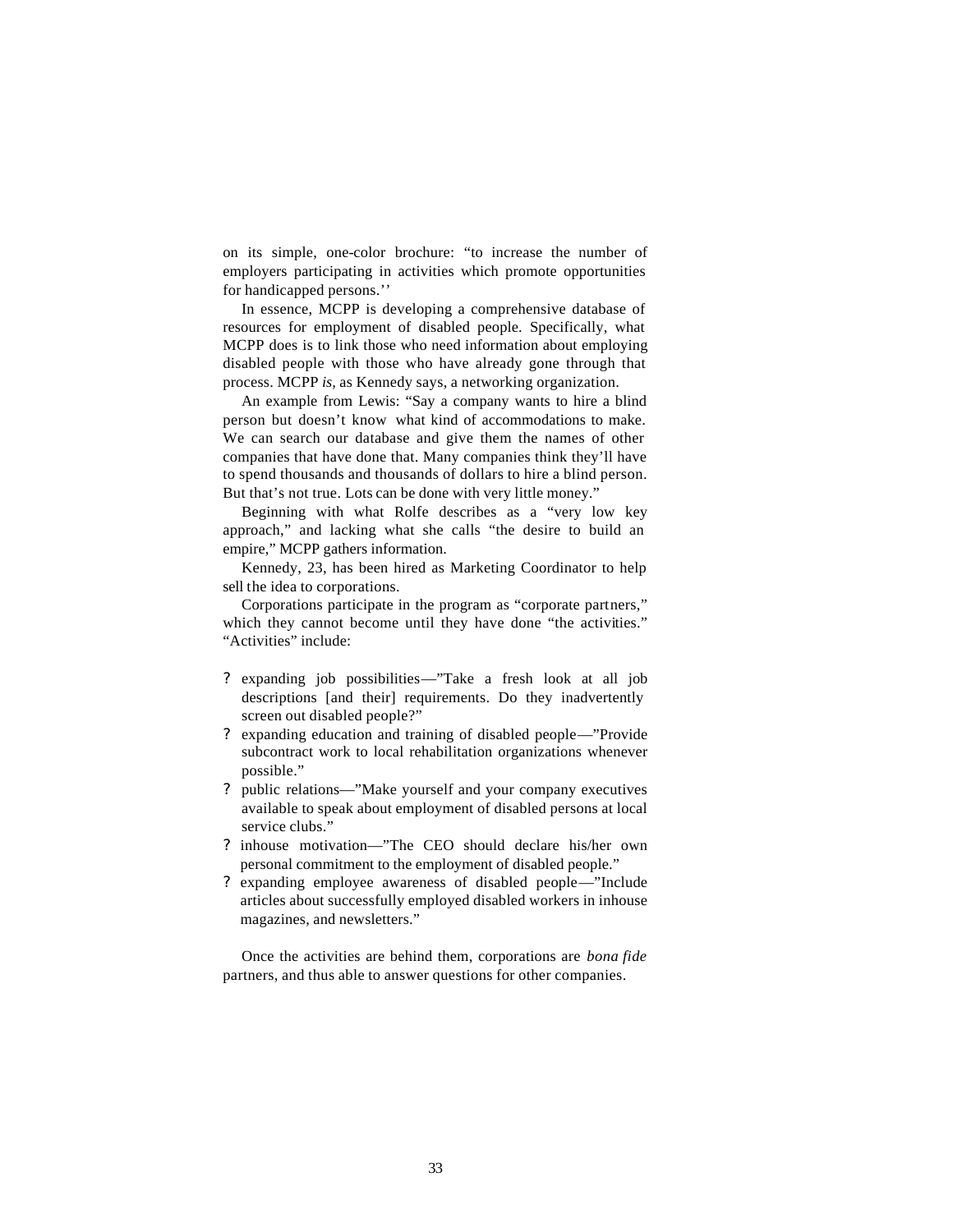on its simple, one-color brochure: "to increase the number of employers participating in activities which promote opportunities for handicapped persons.''

In essence, MCPP is developing a comprehensive database of resources for employment of disabled people. Specifically, what MCPP does is to link those who need information about employing disabled people with those who have already gone through that process. MCPP *is,* as Kennedy says, a networking organization.

An example from Lewis: "Say a company wants to hire a blind person but doesn't know what kind of accommodations to make. We can search our database and give them the names of other companies that have done that. Many companies think they'll have to spend thousands and thousands of dollars to hire a blind person. But that's not true. Lots can be done with very little money."

Beginning with what Rolfe describes as a "very low key approach," and lacking what she calls "the desire to build an empire," MCPP gathers information.

Kennedy, 23, has been hired as Marketing Coordinator to help sell the idea to corporations.

Corporations participate in the program as "corporate partners," which they cannot become until they have done "the activities." "Activities" include:

- expanding job possibilities—"Take a fresh look at all job descriptions [and their] requirements. Do they inadvertently screen out disabled people?"
- expanding education and training of disabled people—"Provide subcontract work to local rehabilitation organizations whenever possible."
- public relations—"Make yourself and your company executives available to speak about employment of disabled persons at local service clubs."
- inhouse motivation—"The CEO should declare his/her own personal commitment to the employment of disabled people."
- expanding employee awareness of disabled people—"Include articles about successfully employed disabled workers in inhouse magazines, and newsletters."

Once the activities are behind them, corporations are *bona fide* partners, and thus able to answer questions for other companies.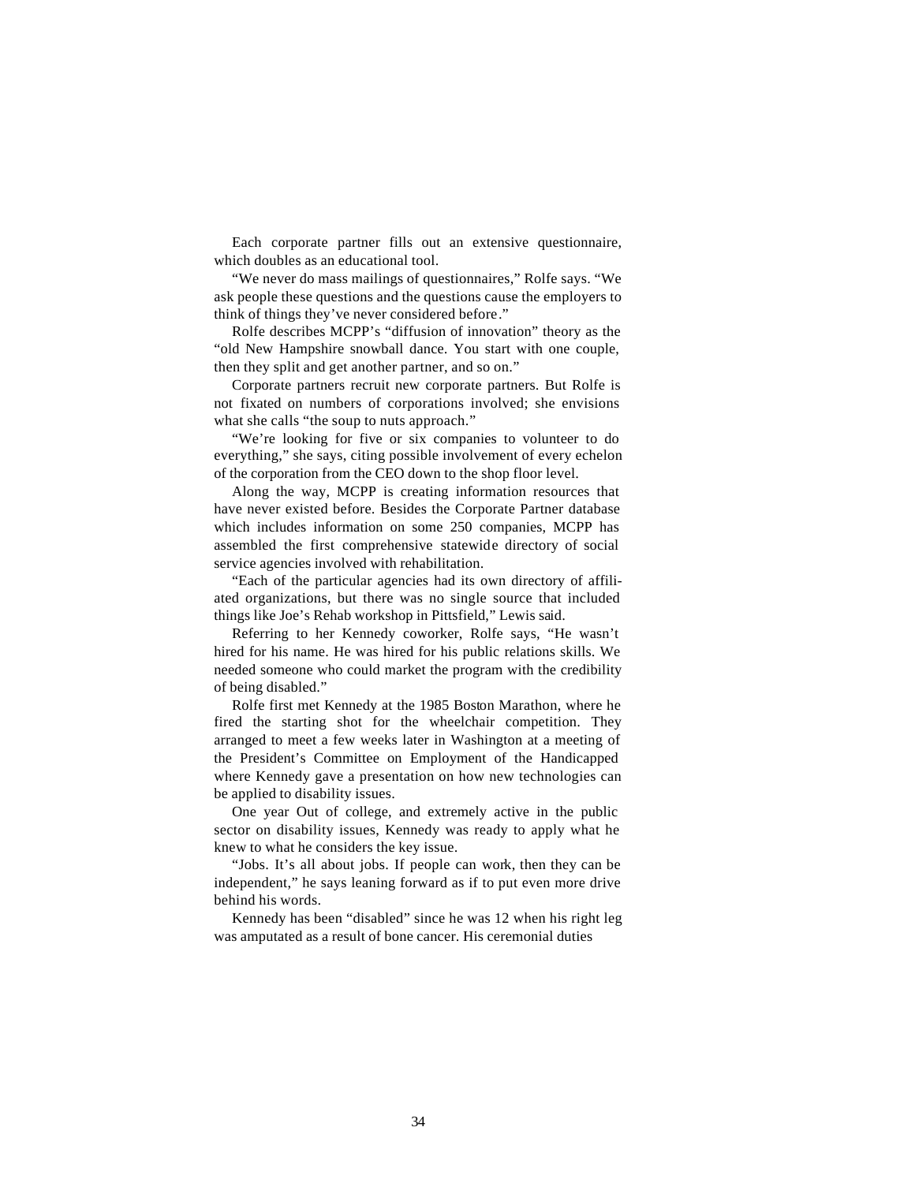Each corporate partner fills out an extensive questionnaire, which doubles as an educational tool.

"We never do mass mailings of questionnaires," Rolfe says. "We ask people these questions and the questions cause the employers to think of things they've never considered before."

Rolfe describes MCPP's "diffusion of innovation" theory as the "old New Hampshire snowball dance. You start with one couple, then they split and get another partner, and so on."

Corporate partners recruit new corporate partners. But Rolfe is not fixated on numbers of corporations involved; she envisions what she calls "the soup to nuts approach."

"We're looking for five or six companies to volunteer to do everything," she says, citing possible involvement of every echelon of the corporation from the CEO down to the shop floor level.

Along the way, MCPP is creating information resources that have never existed before. Besides the Corporate Partner database which includes information on some 250 companies, MCPP has assembled the first comprehensive statewide directory of social service agencies involved with rehabilitation.

"Each of the particular agencies had its own directory of affiliated organizations, but there was no single source that included things like Joe's Rehab workshop in Pittsfield," Lewis said.

Referring to her Kennedy coworker, Rolfe says, "He wasn't hired for his name. He was hired for his public relations skills. We needed someone who could market the program with the credibility of being disabled."

Rolfe first met Kennedy at the 1985 Boston Marathon, where he fired the starting shot for the wheelchair competition. They arranged to meet a few weeks later in Washington at a meeting of the President's Committee on Employment of the Handicapped where Kennedy gave a presentation on how new technologies can be applied to disability issues.

One year Out of college, and extremely active in the public sector on disability issues, Kennedy was ready to apply what he knew to what he considers the key issue.

"Jobs. It's all about jobs. If people can work, then they can be independent," he says leaning forward as if to put even more drive behind his words.

Kennedy has been "disabled" since he was 12 when his right leg was amputated as a result of bone cancer. His ceremonial duties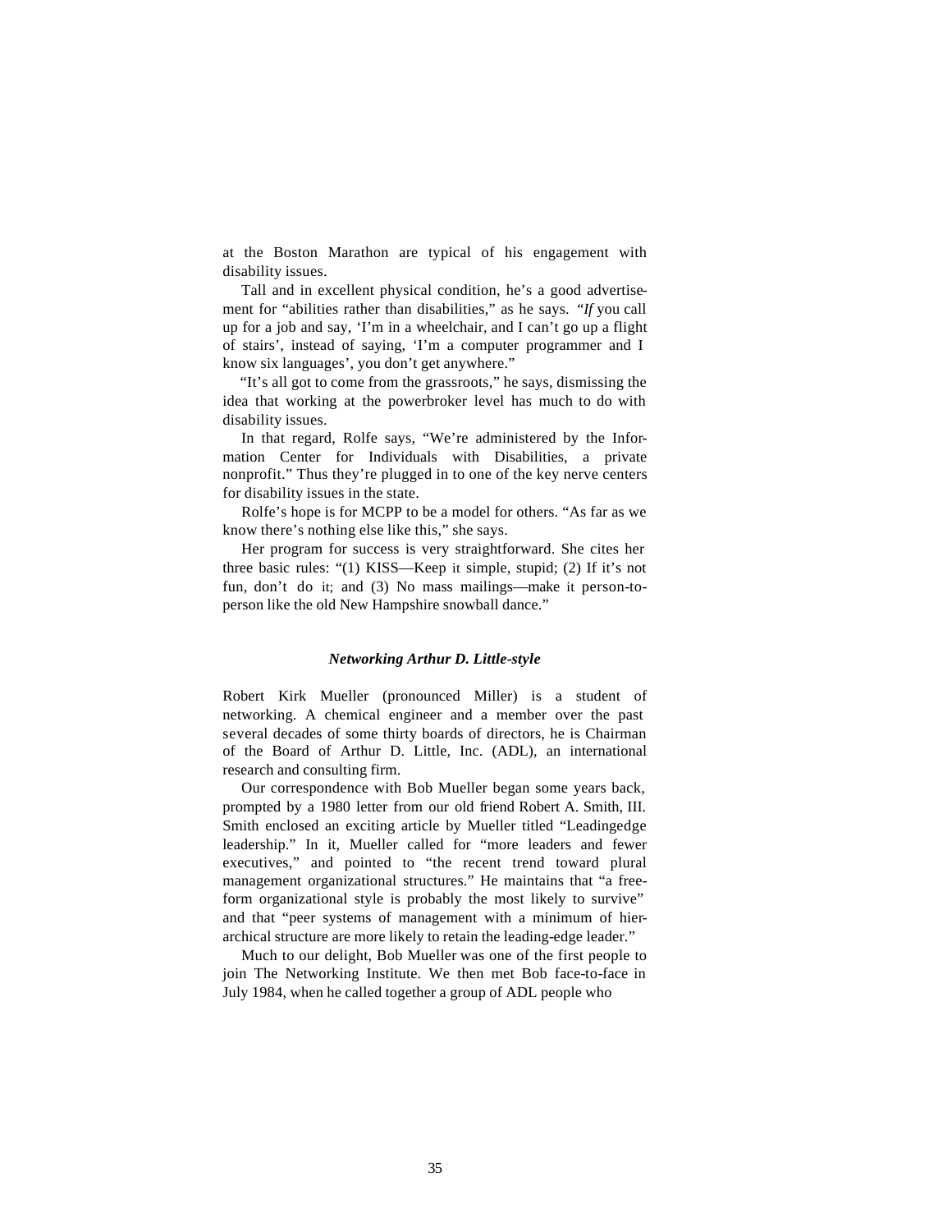at the Boston Marathon are typical of his engagement with disability issues.

Tall and in excellent physical condition, he's a good advertisement for "abilities rather than disabilities," as he says. "*If* you call up for a job and say, 'I'm in a wheelchair, and I can't go up a flight of stairs', instead of saying, 'I'm a computer programmer and I know six languages', you don't get anywhere."

"It's all got to come from the grassroots," he says, dismissing the idea that working at the powerbroker level has much to do with disability issues.

In that regard, Rolfe says, "We're administered by the Information Center for Individuals with Disabilities, a private nonprofit." Thus they're plugged in to one of the key nerve centers for disability issues in the state.

Rolfe's hope is for MCPP to be a model for others. "As far as we know there's nothing else like this," she says.

Her program for success is very straightforward. She cites her three basic rules: "(1) KISS—Keep it simple, stupid; (2) If it's not fun, don't do it; and (3) No mass mailings—make it person-to-person like the old New Hampshire snowball dance."

### *Networking Arthur D. Little-style*

Robert Kirk Mueller (pronounced Miller) is a student of networking. A chemical engineer and a member over the past several decades of some thirty boards of directors, he is Chairman of the Board of Arthur D. Little, Inc. (ADL), an international research and consulting firm.

Our correspondence with Bob Mueller began some years back, prompted by a 1980 letter from our old friend Robert A. Smith, III. Smith enclosed an exciting article by Mueller titled "Leadingedge leadership." In it, Mueller called for "more leaders and fewer executives," and pointed to "the recent trend toward plural management organizational structures." He maintains that "a free-form organizational style is probably the most likely to survive" and that "peer systems of management with a minimum of hierarchical structure are more likely to retain the leading-edge leader."

Much to our delight, Bob Mueller was one of the first people to join The Networking Institute. We then met Bob face-to-face in July 1984, when he called together a group of ADL people who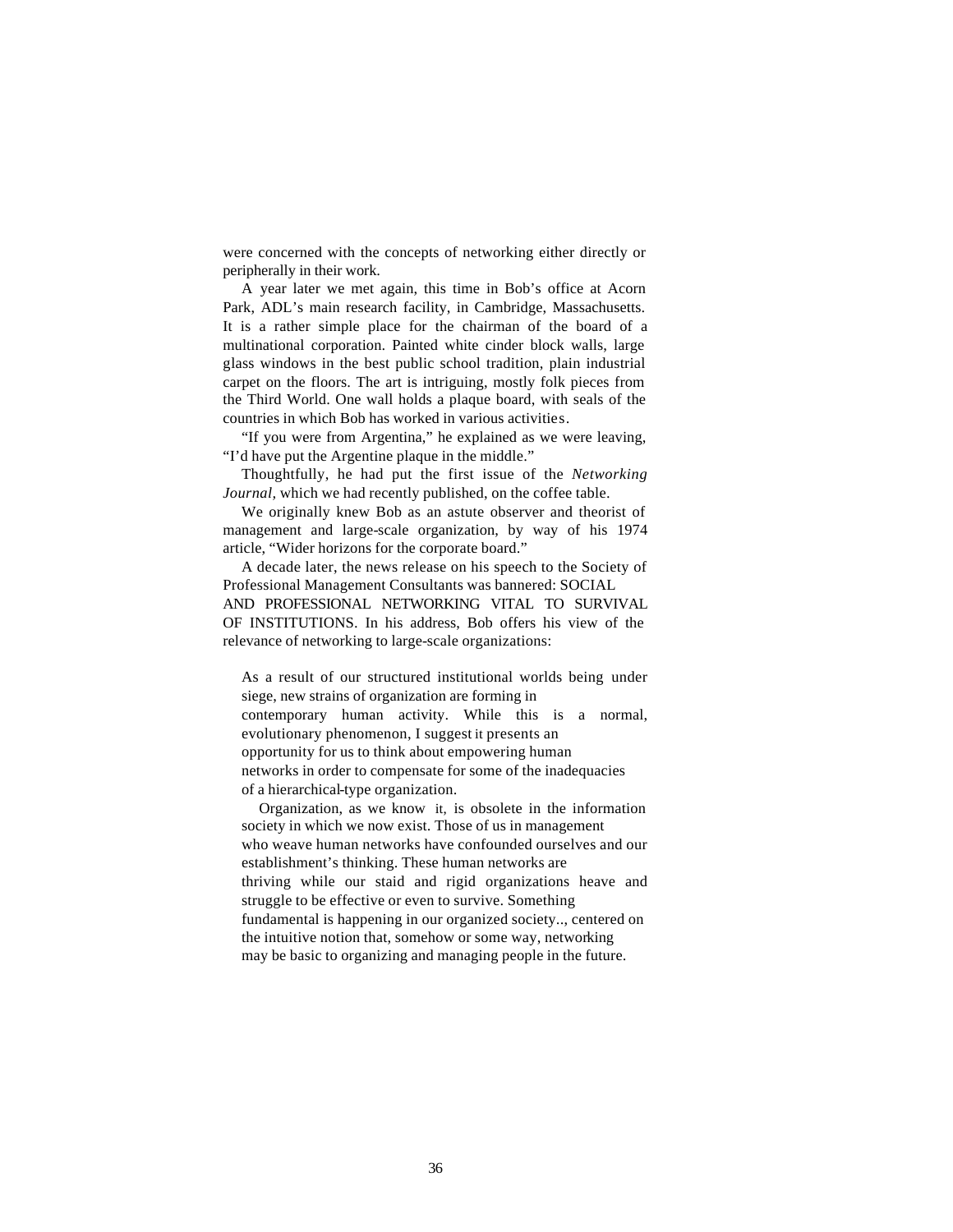were concerned with the concepts of networking either directly or peripherally in their work.

A year later we met again, this time in Bob's office at Acorn Park, ADL's main research facility, in Cambridge, Massachusetts. It is a rather simple place for the chairman of the board of a multinational corporation. Painted white cinder block walls, large glass windows in the best public school tradition, plain industrial carpet on the floors. The art is intriguing, mostly folk pieces from the Third World. One wall holds a plaque board, with seals of the countries in which Bob has worked in various activities.

"If you were from Argentina," he explained as we were leaving, "I'd have put the Argentine plaque in the middle."

Thoughtfully, he had put the first issue of the *Networking Journal*, which we had recently published, on the coffee table.

We originally knew Bob as an astute observer and theorist of management and large-scale organization, by way of his 1974 article, "Wider horizons for the corporate board."

A decade later, the news release on his speech to the Society of Professional Management Consultants was bannered: SOCIAL AND PROFESSIONAL NETWORKING VITAL TO SURVIVAL OF INSTITUTIONS. In his address, Bob offers his view of the relevance of networking to large-scale organizations:

> As a result of our structured institutional worlds being under siege, new strains of organization are forming in contemporary human activity. While this is a normal, evolutionary phenomenon, I suggest it presents an opportunity for us to think about empowering human networks in order to compensate for some of the inadequacies of a hierarchical-type organization.
>
> Organization, as we know it, is obsolete in the information society in which we now exist. Those of us in management who weave human networks have confounded ourselves and our establishment's thinking. These human networks are thriving while our staid and rigid organizations heave and struggle to be effective or even to survive. Something fundamental is happening in our organized society.., centered on the intuitive notion that, somehow or some way, networking may be basic to organizing and managing people in the future.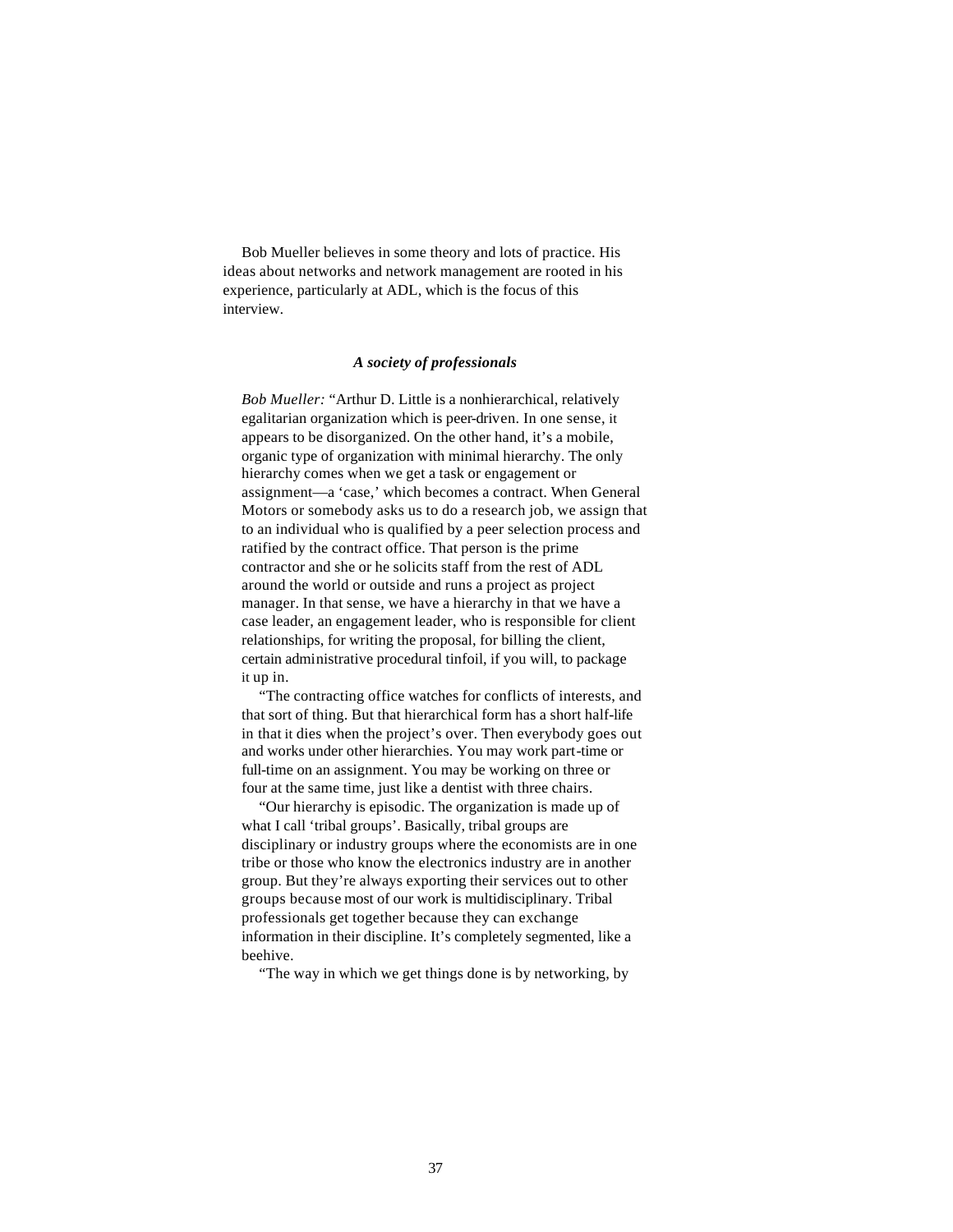Bob Mueller believes in some theory and lots of practice. His ideas about networks and network management are rooted in his experience, particularly at ADL, which is the focus of this interview.

### *A society of professionals*

*Bob Mueller:* "Arthur D. Little is a nonhierarchical, relatively egalitarian organization which is peer-driven. In one sense, it appears to be disorganized. On the other hand, it's a mobile, organic type of organization with minimal hierarchy. The only hierarchy comes when we get a task or engagement or assignment—a 'case,' which becomes a contract. When General Motors or somebody asks us to do a research job, we assign that to an individual who is qualified by a peer selection process and ratified by the contract office. That person is the prime contractor and she or he solicits staff from the rest of ADL around the world or outside and runs a project as project manager. In that sense, we have a hierarchy in that we have a case leader, an engagement leader, who is responsible for client relationships, for writing the proposal, for billing the client, certain administrative procedural tinfoil, if you will, to package it up in.

"The contracting office watches for conflicts of interests, and that sort of thing. But that hierarchical form has a short half-life in that it dies when the project's over. Then everybody goes out and works under other hierarchies. You may work part-time or full-time on an assignment. You may be working on three or four at the same time, just like a dentist with three chairs.

"Our hierarchy is episodic. The organization is made up of what I call 'tribal groups'. Basically, tribal groups are disciplinary or industry groups where the economists are in one tribe or those who know the electronics industry are in another group. But they're always exporting their services out to other groups because most of our work is multidisciplinary. Tribal professionals get together because they can exchange information in their discipline. It's completely segmented, like a beehive.

"The way in which we get things done is by networking, by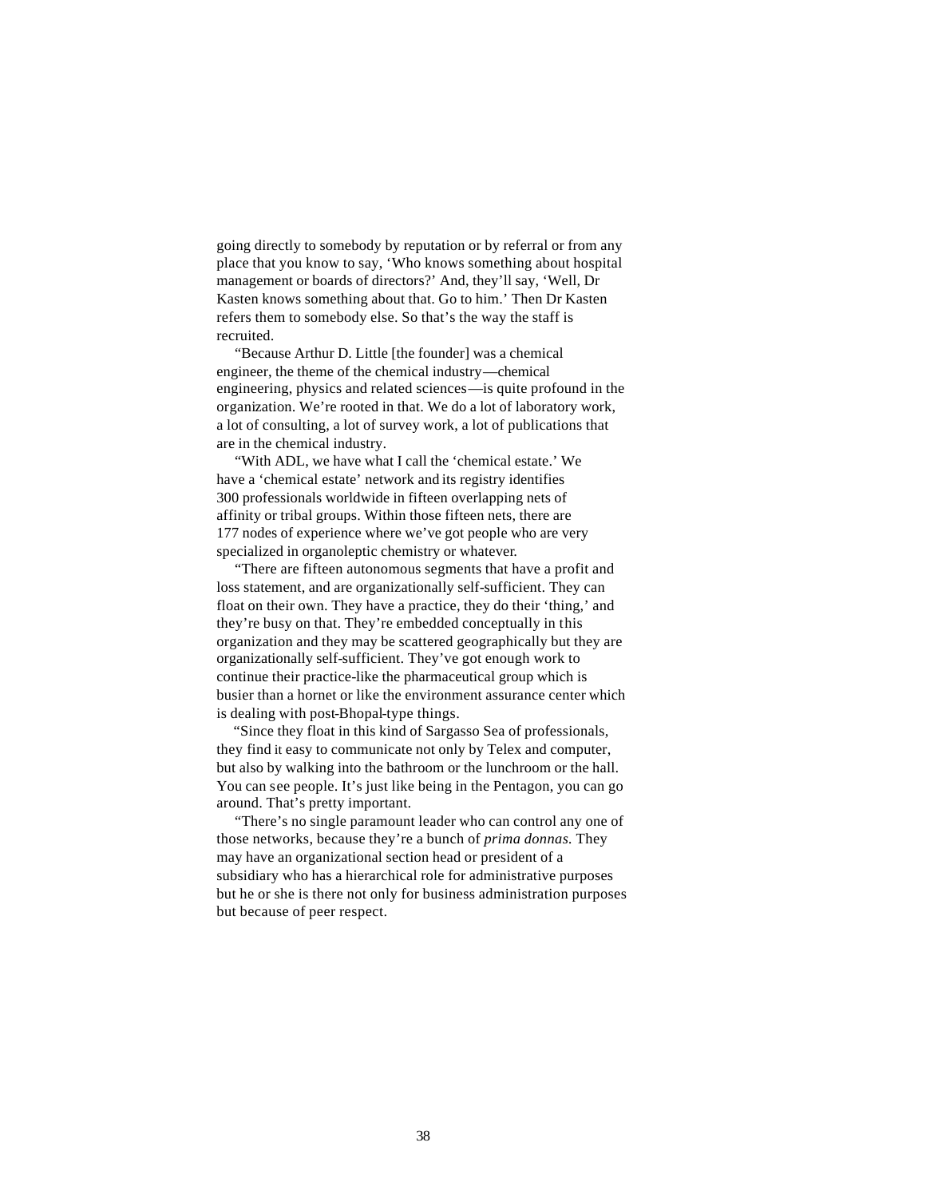going directly to somebody by reputation or by referral or from any place that you know to say, ‘Who knows something about hospital management or boards of directors?’ And, they’ll say, ‘Well, Dr Kasten knows something about that. Go to him.’ Then Dr Kasten refers them to somebody else. So that’s the way the staff is recruited.

“Because Arthur D. Little [the founder] was a chemical engineer, the theme of the chemical industry—chemical engineering, physics and related sciences—is quite profound in the organization. We’re rooted in that. We do a lot of laboratory work, a lot of consulting, a lot of survey work, a lot of publications that are in the chemical industry.

“With ADL, we have what I call the ‘chemical estate.’ We have a ‘chemical estate’ network and its registry identifies 300 professionals worldwide in fifteen overlapping nets of affinity or tribal groups. Within those fifteen nets, there are 177 nodes of experience where we’ve got people who are very specialized in organoleptic chemistry or whatever.

“There are fifteen autonomous segments that have a profit and loss statement, and are organizationally self-sufficient. They can float on their own. They have a practice, they do their ‘thing,’ and they’re busy on that. They’re embedded conceptually in this organization and they may be scattered geographically but they are organizationally self-sufficient. They’ve got enough work to continue their practice-like the pharmaceutical group which is busier than a hornet or like the environment assurance center which is dealing with post-Bhopal-type things.

“Since they float in this kind of Sargasso Sea of professionals, they find it easy to communicate not only by Telex and computer, but also by walking into the bathroom or the lunchroom or the hall. You can see people. It’s just like being in the Pentagon, you can go around. That’s pretty important.

“There’s no single paramount leader who can control any one of those networks, because they’re a bunch of *prima donnas.* They may have an organizational section head or president of a subsidiary who has a hierarchical role for administrative purposes but he or she is there not only for business administration purposes but because of peer respect.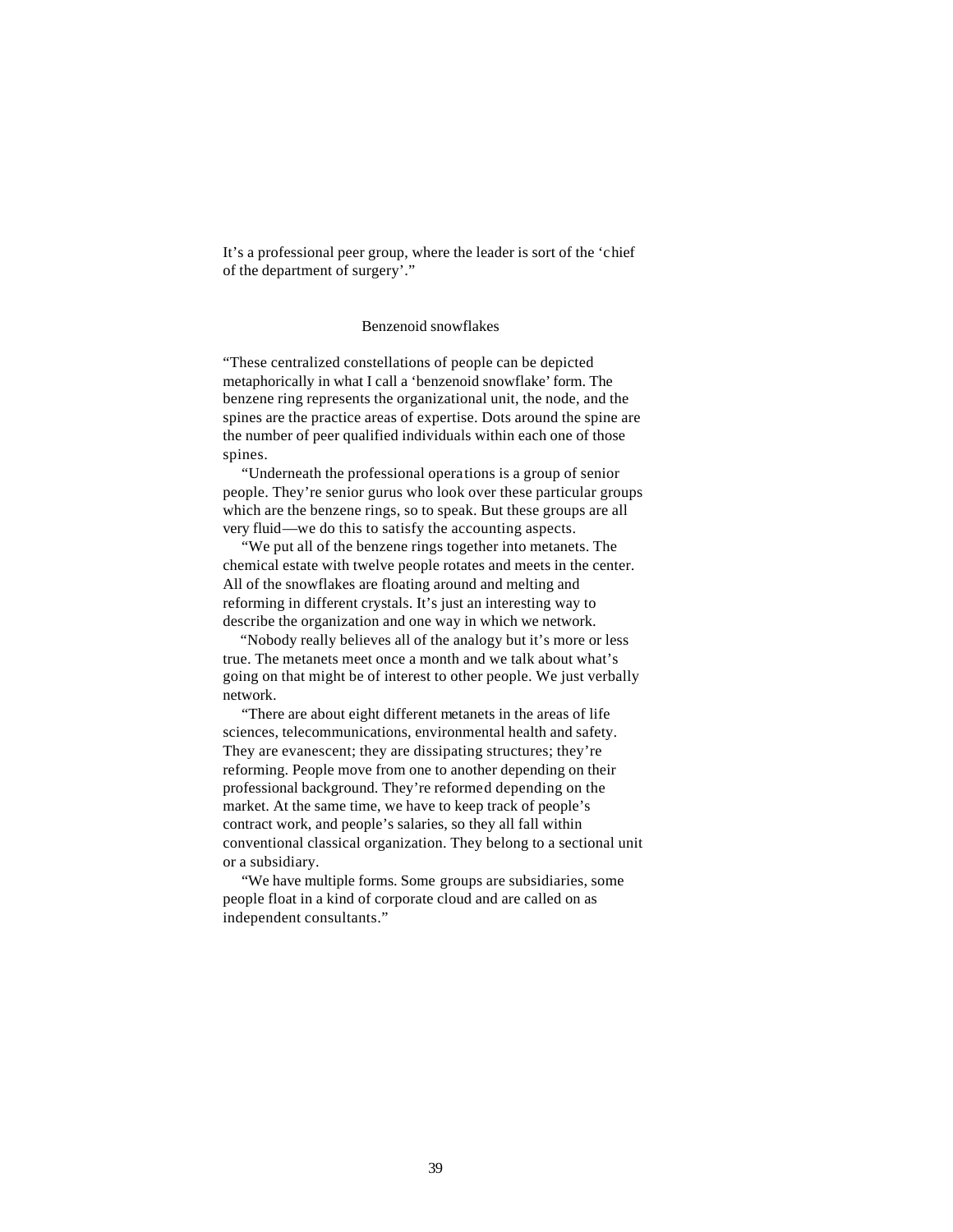It's a professional peer group, where the leader is sort of the 'chief of the department of surgery'."

## Benzenoid snowflakes

"These centralized constellations of people can be depicted metaphorically in what I call a 'benzenoid snowflake' form. The benzene ring represents the organizational unit, the node, and the spines are the practice areas of expertise. Dots around the spine are the number of peer qualified individuals within each one of those spines.

"Underneath the professional operations is a group of senior people. They're senior gurus who look over these particular groups which are the benzene rings, so to speak. But these groups are all very fluid—we do this to satisfy the accounting aspects.

"We put all of the benzene rings together into metanets. The chemical estate with twelve people rotates and meets in the center. All of the snowflakes are floating around and melting and reforming in different crystals. It's just an interesting way to describe the organization and one way in which we network.

"Nobody really believes all of the analogy but it's more or less true. The metanets meet once a month and we talk about what's going on that might be of interest to other people. We just verbally network.

"There are about eight different metanets in the areas of life sciences, telecommunications, environmental health and safety. They are evanescent; they are dissipating structures; they're reforming. People move from one to another depending on their professional background. They're reformed depending on the market. At the same time, we have to keep track of people's contract work, and people's salaries, so they all fall within conventional classical organization. They belong to a sectional unit or a subsidiary.

"We have multiple forms. Some groups are subsidiaries, some people float in a kind of corporate cloud and are called on as independent consultants."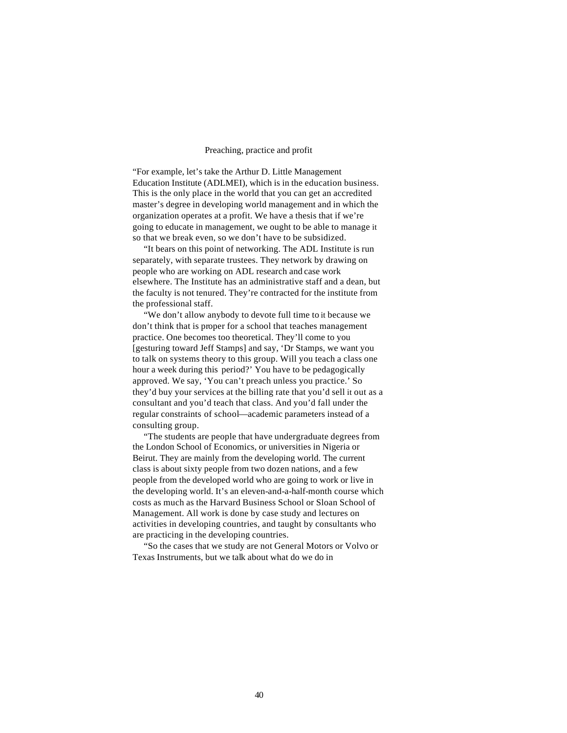"For example, let's take the Arthur D. Little Management Education Institute (ADLMEI), which is in the education business. This is the only place in the world that you can get an accredited master's degree in developing world management and in which the organization operates at a profit. We have a thesis that if we're going to educate in management, we ought to be able to manage it so that we break even, so we don't have to be subsidized.

"It bears on this point of networking. The ADL Institute is run separately, with separate trustees. They network by drawing on people who are working on ADL research and case work elsewhere. The Institute has an administrative staff and a dean, but the faculty is not tenured. They're contracted for the institute from the professional staff.

"We don't allow anybody to devote full time to it because we don't think that is proper for a school that teaches management practice. One becomes too theoretical. They'll come to you [gesturing toward Jeff Stamps] and say, 'Dr Stamps, we want you to talk on systems theory to this group. Will you teach a class one hour a week during this period?' You have to be pedagogically approved. We say, 'You can't preach unless you practice.' So they'd buy your services at the billing rate that you'd sell it out as a consultant and you'd teach that class. And you'd fall under the regular constraints of school—academic parameters instead of a consulting group.

"The students are people that have undergraduate degrees from the London School of Economics, or universities in Nigeria or Beirut. They are mainly from the developing world. The current class is about sixty people from two dozen nations, and a few people from the developed world who are going to work or live in the developing world. It's an eleven-and-a-half-month course which costs as much as the Harvard Business School or Sloan School of Management. All work is done by case study and lectures on activities in developing countries, and taught by consultants who are practicing in the developing countries.

"So the cases that we study are not General Motors or Volvo or Texas Instruments, but we talk about what do we do in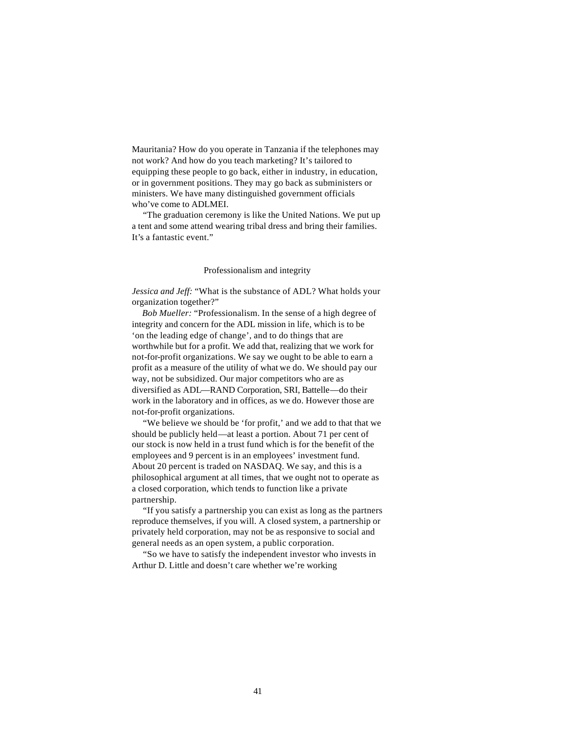Mauritania? How do you operate in Tanzania if the telephones may not work? And how do you teach marketing? It's tailored to equipping these people to go back, either in industry, in education, or in government positions. They may go back as subministers or ministers. We have many distinguished government officials who've come to ADLMEI.

"The graduation ceremony is like the United Nations. We put up a tent and some attend wearing tribal dress and bring their families. It's a fantastic event."

### Professionalism and integrity

*Jessica and Jeff:* "What is the substance of ADL? What holds your organization together?"

*Bob Mueller:* "Professionalism. In the sense of a high degree of integrity and concern for the ADL mission in life, which is to be 'on the leading edge of change', and to do things that are worthwhile but for a profit. We add that, realizing that we work for not-for-profit organizations. We say we ought to be able to earn a profit as a measure of the utility of what we do. We should pay our way, not be subsidized. Our major competitors who are as diversified as ADL—RAND Corporation, SRI, Battelle—do their work in the laboratory and in offices, as we do. However those are not-for-profit organizations.

"We believe we should be 'for profit,' and we add to that that we should be publicly held—at least a portion. About 71 per cent of our stock is now held in a trust fund which is for the benefit of the employees and 9 percent is in an employees' investment fund. About 20 percent is traded on NASDAQ. We say, and this is a philosophical argument at all times, that we ought not to operate as a closed corporation, which tends to function like a private partnership.

"If you satisfy a partnership you can exist as long as the partners reproduce themselves, if you will. A closed system, a partnership or privately held corporation, may not be as responsive to social and general needs as an open system, a public corporation.

"So we have to satisfy the independent investor who invests in Arthur D. Little and doesn't care whether we're working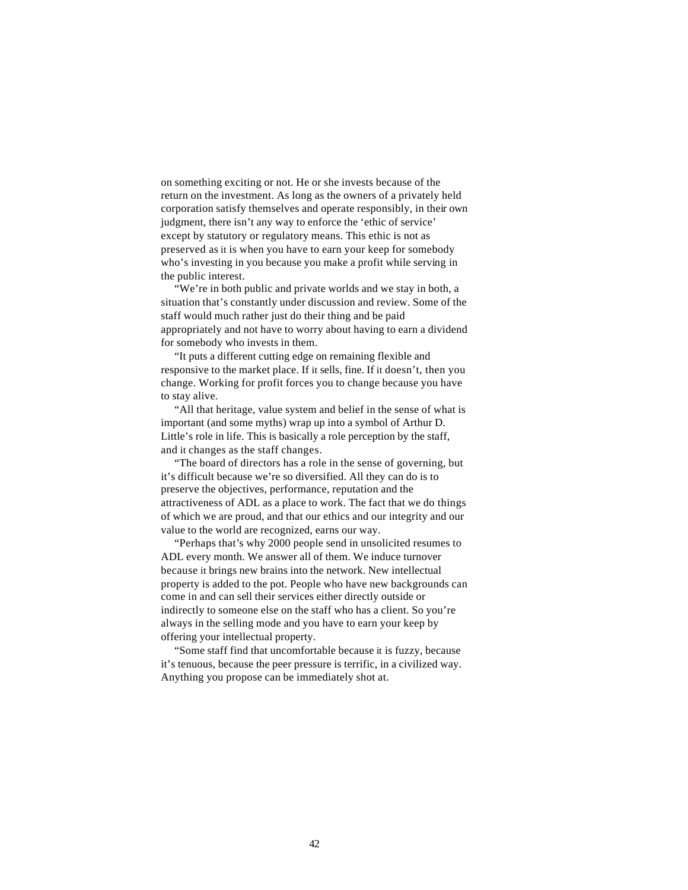on something exciting or not. He or she invests because of the return on the investment. As long as the owners of a privately held corporation satisfy themselves and operate responsibly, in their own judgment, there isn't any way to enforce the 'ethic of service' except by statutory or regulatory means. This ethic is not as preserved as it is when you have to earn your keep for somebody who's investing in you because you make a profit while serving in the public interest.

"We're in both public and private worlds and we stay in both, a situation that's constantly under discussion and review. Some of the staff would much rather just do their thing and be paid appropriately and not have to worry about having to earn a dividend for somebody who invests in them.

"It puts a different cutting edge on remaining flexible and responsive to the market place. If it sells, fine. If it doesn't, then you change. Working for profit forces you to change because you have to stay alive.

"All that heritage, value system and belief in the sense of what is important (and some myths) wrap up into a symbol of Arthur D. Little's role in life. This is basically a role perception by the staff, and it changes as the staff changes.

"The board of directors has a role in the sense of governing, but it's difficult because we're so diversified. All they can do is to preserve the objectives, performance, reputation and the attractiveness of ADL as a place to work. The fact that we do things of which we are proud, and that our ethics and our integrity and our value to the world are recognized, earns our way.

"Perhaps that's why 2000 people send in unsolicited resumes to ADL every month. We answer all of them. We induce turnover because it brings new brains into the network. New intellectual property is added to the pot. People who have new backgrounds can come in and can sell their services either directly outside or indirectly to someone else on the staff who has a client. So you're always in the selling mode and you have to earn your keep by offering your intellectual property.

"Some staff find that uncomfortable because it is fuzzy, because it's tenuous, because the peer pressure is terrific, in a civilized way. Anything you propose can be immediately shot at.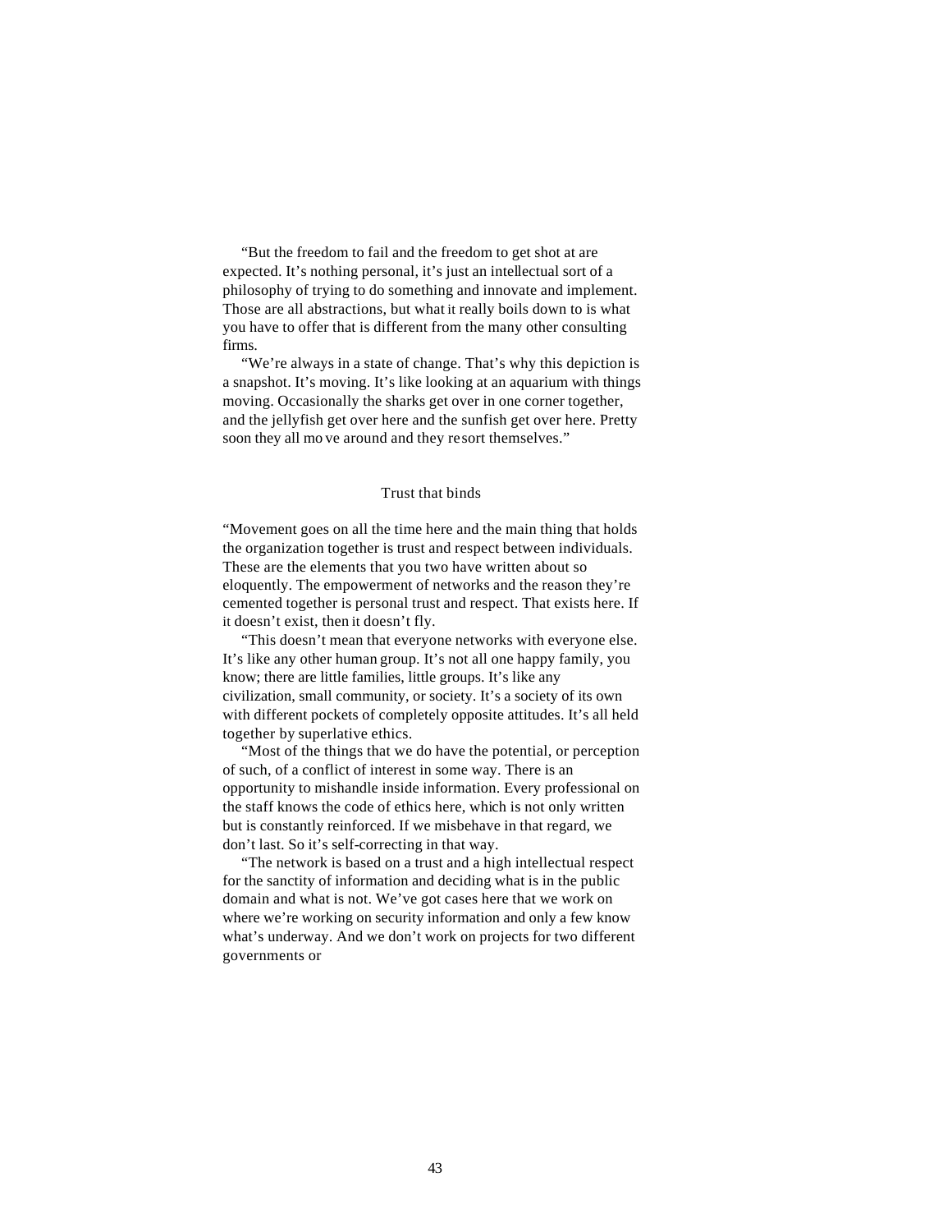"But the freedom to fail and the freedom to get shot at are expected. It's nothing personal, it's just an intellectual sort of a philosophy of trying to do something and innovate and implement. Those are all abstractions, but what it really boils down to is what you have to offer that is different from the many other consulting firms.

"We're always in a state of change. That's why this depiction is a snapshot. It's moving. It's like looking at an aquarium with things moving. Occasionally the sharks get over in one corner together, and the jellyfish get over here and the sunfish get over here. Pretty soon they all move around and they resort themselves."

## Trust that binds

"Movement goes on all the time here and the main thing that holds the organization together is trust and respect between individuals. These are the elements that you two have written about so eloquently. The empowerment of networks and the reason they're cemented together is personal trust and respect. That exists here. If it doesn't exist, then it doesn't fly.

"This doesn't mean that everyone networks with everyone else. It's like any other human group. It's not all one happy family, you know; there are little families, little groups. It's like any civilization, small community, or society. It's a society of its own with different pockets of completely opposite attitudes. It's all held together by superlative ethics.

"Most of the things that we do have the potential, or perception of such, of a conflict of interest in some way. There is an opportunity to mishandle inside information. Every professional on the staff knows the code of ethics here, which is not only written but is constantly reinforced. If we misbehave in that regard, we don't last. So it's self-correcting in that way.

"The network is based on a trust and a high intellectual respect for the sanctity of information and deciding what is in the public domain and what is not. We've got cases here that we work on where we're working on security information and only a few know what's underway. And we don't work on projects for two different governments or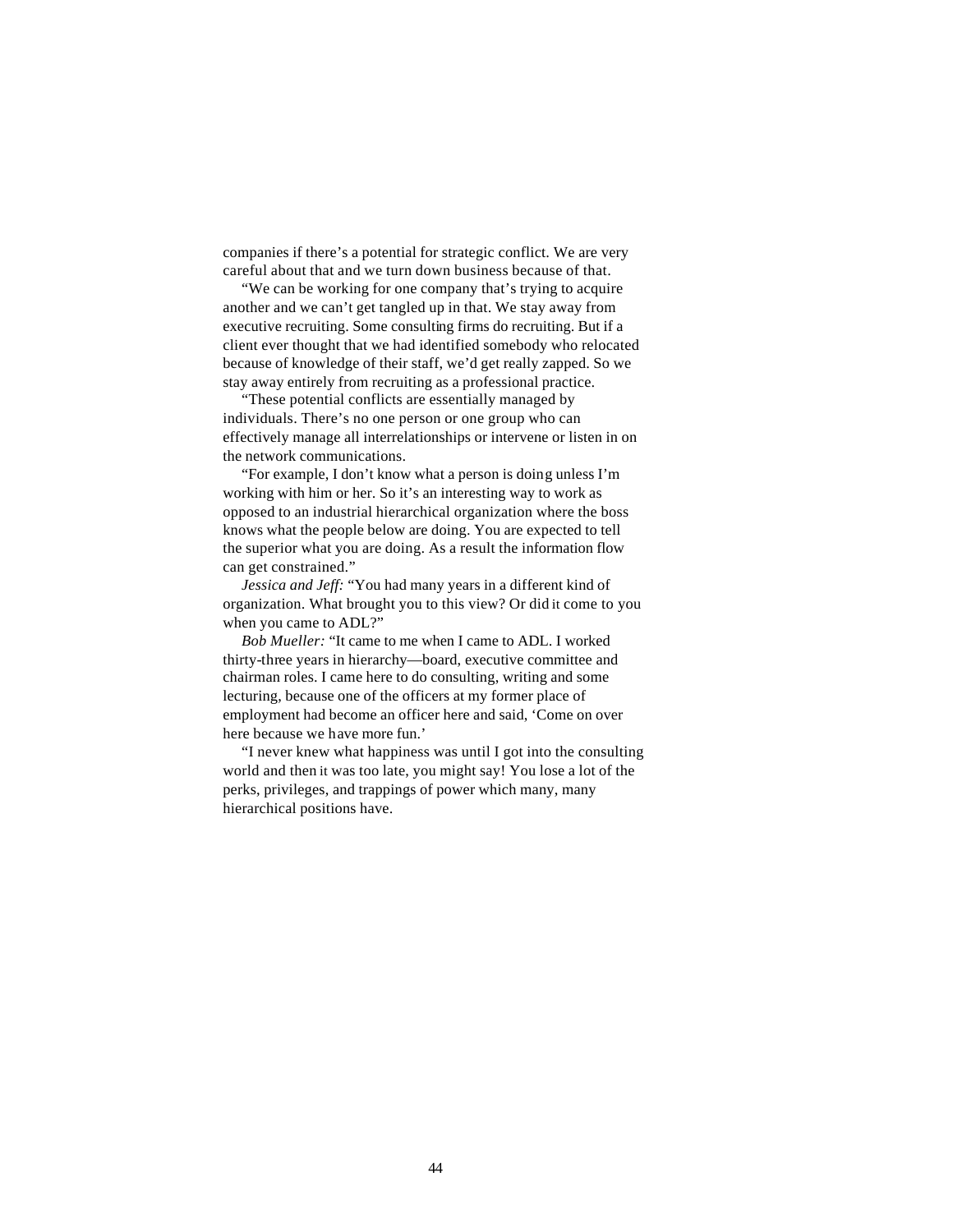companies if there's a potential for strategic conflict. We are very careful about that and we turn down business because of that.

"We can be working for one company that's trying to acquire another and we can't get tangled up in that. We stay away from executive recruiting. Some consulting firms do recruiting. But if a client ever thought that we had identified somebody who relocated because of knowledge of their staff, we'd get really zapped. So we stay away entirely from recruiting as a professional practice.

"These potential conflicts are essentially managed by individuals. There's no one person or one group who can effectively manage all interrelationships or intervene or listen in on the network communications.

"For example, I don't know what a person is doing unless I'm working with him or her. So it's an interesting way to work as opposed to an industrial hierarchical organization where the boss knows what the people below are doing. You are expected to tell the superior what you are doing. As a result the information flow can get constrained."

*Jessica and Jeff:* "You had many years in a different kind of organization. What brought you to this view? Or did it come to you when you came to ADL?"

*Bob Mueller:* "It came to me when I came to ADL. I worked thirty-three years in hierarchy—board, executive committee and chairman roles. I came here to do consulting, writing and some lecturing, because one of the officers at my former place of employment had become an officer here and said, 'Come on over here because we have more fun.'

"I never knew what happiness was until I got into the consulting world and then it was too late, you might say! You lose a lot of the perks, privileges, and trappings of power which many, many hierarchical positions have.